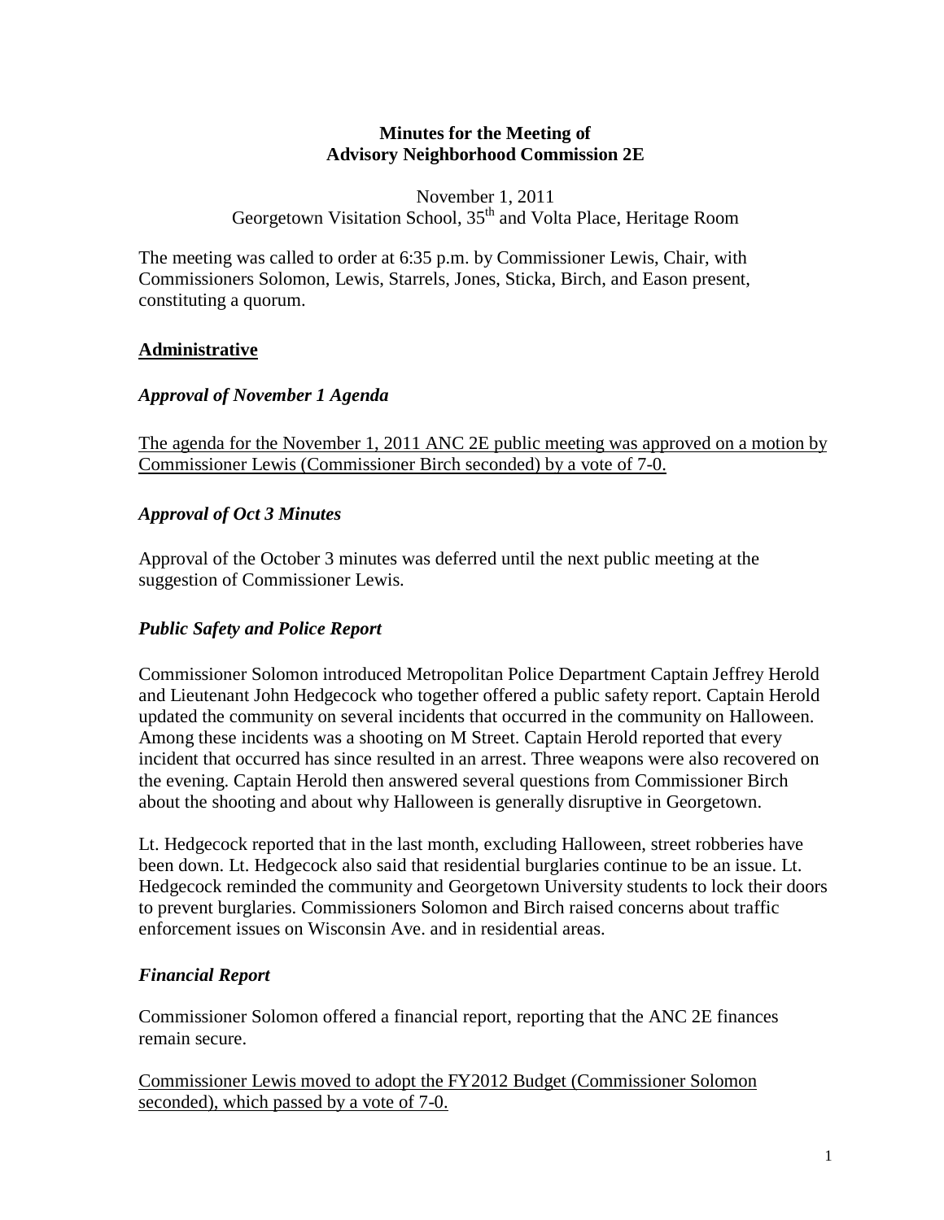**Minutes for the Meeting of**
**Advisory Neighborhood Commission 2E**

November 1, 2011
Georgetown Visitation School, 35th and Volta Place, Heritage Room

The meeting was called to order at 6:35 p.m. by Commissioner Lewis, Chair, with Commissioners Solomon, Lewis, Starrels, Jones, Sticka, Birch, and Eason present, constituting a quorum.

## Administrative

### *Approval of November 1 Agenda*

<u>The agenda for the November 1, 2011 ANC 2E public meeting was approved on a motion by Commissioner Lewis (Commissioner Birch seconded) by a vote of 7-0.</u>

### *Approval of Oct 3 Minutes*

Approval of the October 3 minutes was deferred until the next public meeting at the suggestion of Commissioner Lewis.

### *Public Safety and Police Report*

Commissioner Solomon introduced Metropolitan Police Department Captain Jeffrey Herold and Lieutenant John Hedgecock who together offered a public safety report. Captain Herold updated the community on several incidents that occurred in the community on Halloween. Among these incidents was a shooting on M Street. Captain Herold reported that every incident that occurred has since resulted in an arrest. Three weapons were also recovered on the evening. Captain Herold then answered several questions from Commissioner Birch about the shooting and about why Halloween is generally disruptive in Georgetown.

Lt. Hedgecock reported that in the last month, excluding Halloween, street robberies have been down. Lt. Hedgecock also said that residential burglaries continue to be an issue. Lt. Hedgecock reminded the community and Georgetown University students to lock their doors to prevent burglaries. Commissioners Solomon and Birch raised concerns about traffic enforcement issues on Wisconsin Ave. and in residential areas.

### *Financial Report*

Commissioner Solomon offered a financial report, reporting that the ANC 2E finances remain secure.

<u>Commissioner Lewis moved to adopt the FY2012 Budget (Commissioner Solomon seconded), which passed by a vote of 7-0.</u>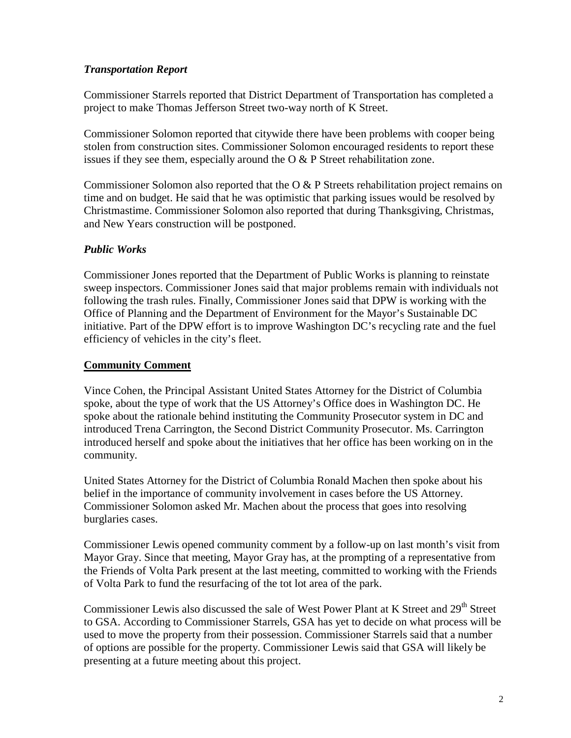### *Transportation Report*

Commissioner Starrels reported that District Department of Transportation has completed a project to make Thomas Jefferson Street two-way north of K Street.

Commissioner Solomon reported that citywide there have been problems with cooper being stolen from construction sites. Commissioner Solomon encouraged residents to report these issues if they see them, especially around the O & P Street rehabilitation zone.

Commissioner Solomon also reported that the O & P Streets rehabilitation project remains on time and on budget. He said that he was optimistic that parking issues would be resolved by Christmastime. Commissioner Solomon also reported that during Thanksgiving, Christmas, and New Years construction will be postponed.

### *Public Works*

Commissioner Jones reported that the Department of Public Works is planning to reinstate sweep inspectors. Commissioner Jones said that major problems remain with individuals not following the trash rules. Finally, Commissioner Jones said that DPW is working with the Office of Planning and the Department of Environment for the Mayor's Sustainable DC initiative. Part of the DPW effort is to improve Washington DC's recycling rate and the fuel efficiency of vehicles in the city's fleet.

## **Community Comment**

Vince Cohen, the Principal Assistant United States Attorney for the District of Columbia spoke, about the type of work that the US Attorney's Office does in Washington DC. He spoke about the rationale behind instituting the Community Prosecutor system in DC and introduced Trena Carrington, the Second District Community Prosecutor. Ms. Carrington introduced herself and spoke about the initiatives that her office has been working on in the community.

United States Attorney for the District of Columbia Ronald Machen then spoke about his belief in the importance of community involvement in cases before the US Attorney. Commissioner Solomon asked Mr. Machen about the process that goes into resolving burglaries cases.

Commissioner Lewis opened community comment by a follow-up on last month's visit from Mayor Gray. Since that meeting, Mayor Gray has, at the prompting of a representative from the Friends of Volta Park present at the last meeting, committed to working with the Friends of Volta Park to fund the resurfacing of the tot lot area of the park.

Commissioner Lewis also discussed the sale of West Power Plant at K Street and 29th Street to GSA. According to Commissioner Starrels, GSA has yet to decide on what process will be used to move the property from their possession. Commissioner Starrels said that a number of options are possible for the property. Commissioner Lewis said that GSA will likely be presenting at a future meeting about this project.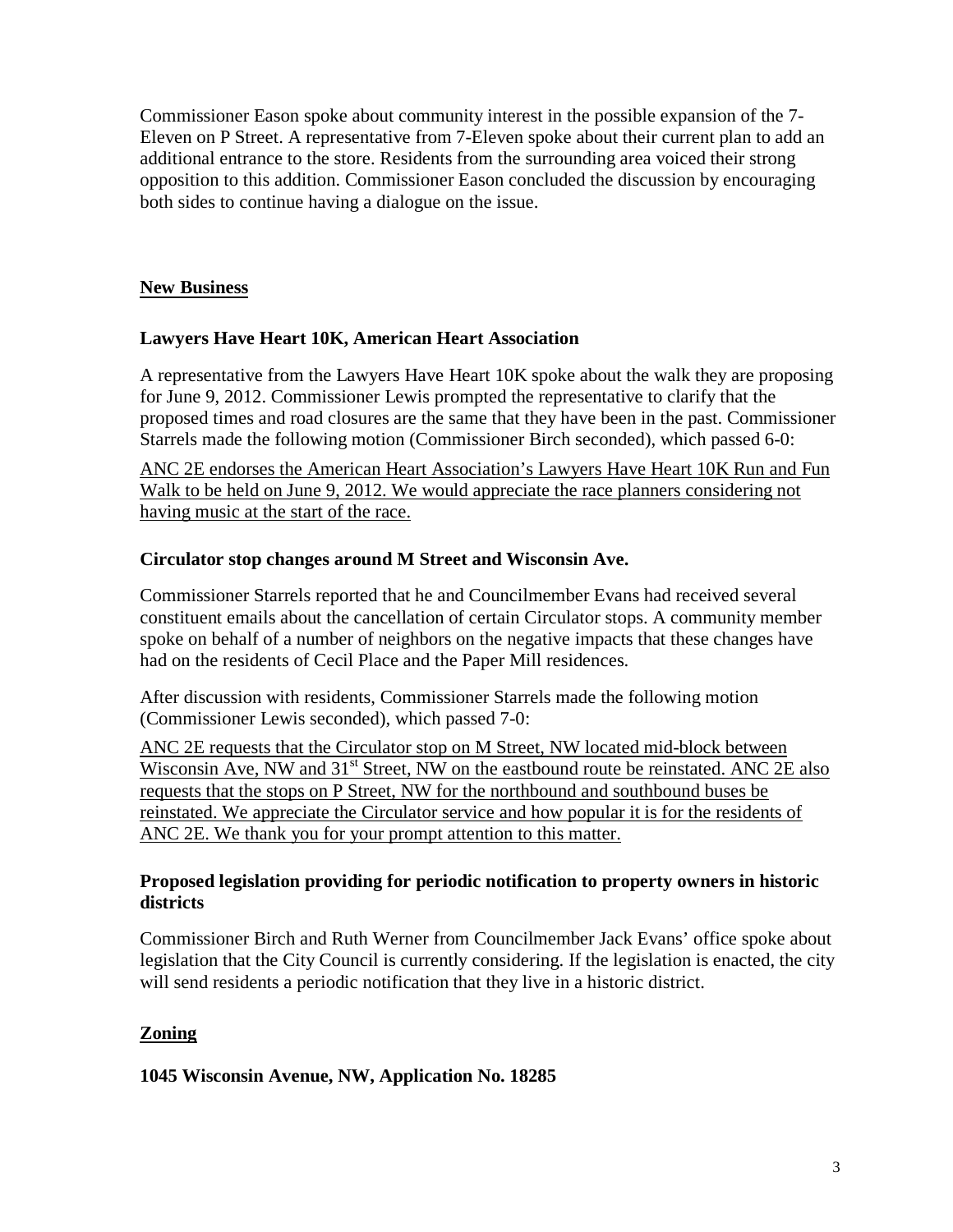Commissioner Eason spoke about community interest in the possible expansion of the 7-Eleven on P Street. A representative from 7-Eleven spoke about their current plan to add an additional entrance to the store. Residents from the surrounding area voiced their strong opposition to this addition. Commissioner Eason concluded the discussion by encouraging both sides to continue having a dialogue on the issue.

## New Business

### Lawyers Have Heart 10K, American Heart Association

A representative from the Lawyers Have Heart 10K spoke about the walk they are proposing for June 9, 2012. Commissioner Lewis prompted the representative to clarify that the proposed times and road closures are the same that they have been in the past. Commissioner Starrels made the following motion (Commissioner Birch seconded), which passed 6-0:

ANC 2E endorses the American Heart Association's Lawyers Have Heart 10K Run and Fun Walk to be held on June 9, 2012. We would appreciate the race planners considering not having music at the start of the race.

### Circulator stop changes around M Street and Wisconsin Ave.

Commissioner Starrels reported that he and Councilmember Evans had received several constituent emails about the cancellation of certain Circulator stops. A community member spoke on behalf of a number of neighbors on the negative impacts that these changes have had on the residents of Cecil Place and the Paper Mill residences.

After discussion with residents, Commissioner Starrels made the following motion (Commissioner Lewis seconded), which passed 7-0:

ANC 2E requests that the Circulator stop on M Street, NW located mid-block between Wisconsin Ave, NW and 31st Street, NW on the eastbound route be reinstated. ANC 2E also requests that the stops on P Street, NW for the northbound and southbound buses be reinstated. We appreciate the Circulator service and how popular it is for the residents of ANC 2E. We thank you for your prompt attention to this matter.

### Proposed legislation providing for periodic notification to property owners in historic districts

Commissioner Birch and Ruth Werner from Councilmember Jack Evans' office spoke about legislation that the City Council is currently considering. If the legislation is enacted, the city will send residents a periodic notification that they live in a historic district.

## Zoning

### 1045 Wisconsin Avenue, NW, Application No. 18285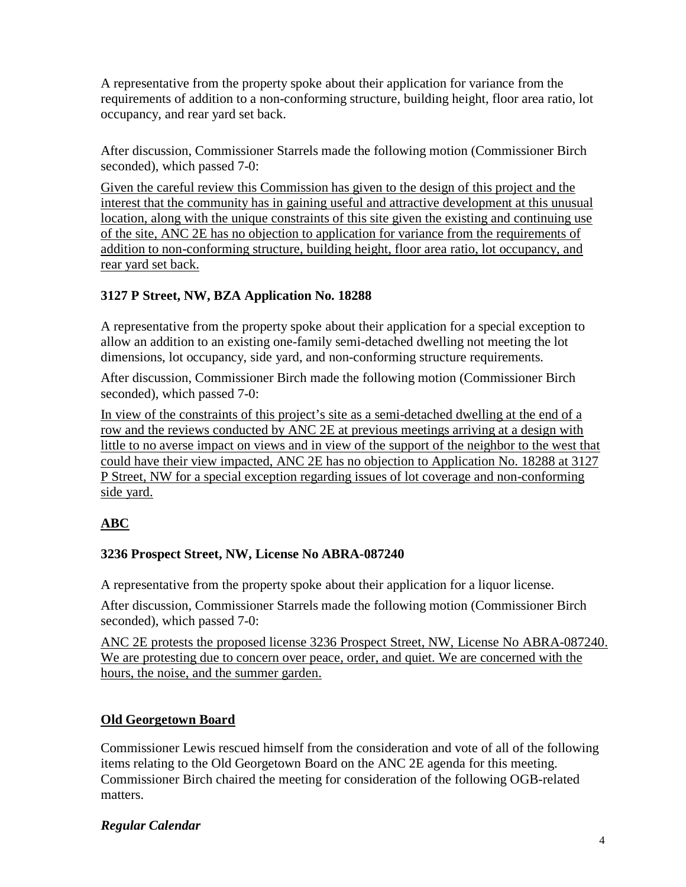A representative from the property spoke about their application for variance from the requirements of addition to a non-conforming structure, building height, floor area ratio, lot occupancy, and rear yard set back.

After discussion, Commissioner Starrels made the following motion (Commissioner Birch seconded), which passed 7-0:

<u>Given the careful review this Commission has given to the design of this project and the interest that the community has in gaining useful and attractive development at this unusual location, along with the unique constraints of this site given the existing and continuing use of the site, ANC 2E has no objection to application for variance from the requirements of addition to non-conforming structure, building height, floor area ratio, lot occupancy, and rear yard set back.</u>

**3127 P Street, NW, BZA Application No. 18288**

A representative from the property spoke about their application for a special exception to allow an addition to an existing one-family semi-detached dwelling not meeting the lot dimensions, lot occupancy, side yard, and non-conforming structure requirements.

After discussion, Commissioner Birch made the following motion (Commissioner Birch seconded), which passed 7-0:

<u>In view of the constraints of this project's site as a semi-detached dwelling at the end of a row and the reviews conducted by ANC 2E at previous meetings arriving at a design with little to no averse impact on views and in view of the support of the neighbor to the west that could have their view impacted, ANC 2E has no objection to Application No. 18288 at 3127 P Street, NW for a special exception regarding issues of lot coverage and non-conforming side yard.</u>

**<u>ABC</u>**

**3236 Prospect Street, NW, License No ABRA-087240**

A representative from the property spoke about their application for a liquor license.

After discussion, Commissioner Starrels made the following motion (Commissioner Birch seconded), which passed 7-0:

<u>ANC 2E protests the proposed license 3236 Prospect Street, NW, License No ABRA-087240. We are protesting due to concern over peace, order, and quiet. We are concerned with the hours, the noise, and the summer garden.</u>

**<u>Old Georgetown Board</u>**

Commissioner Lewis rescued himself from the consideration and vote of all of the following items relating to the Old Georgetown Board on the ANC 2E agenda for this meeting. Commissioner Birch chaired the meeting for consideration of the following OGB-related matters.

***Regular Calendar***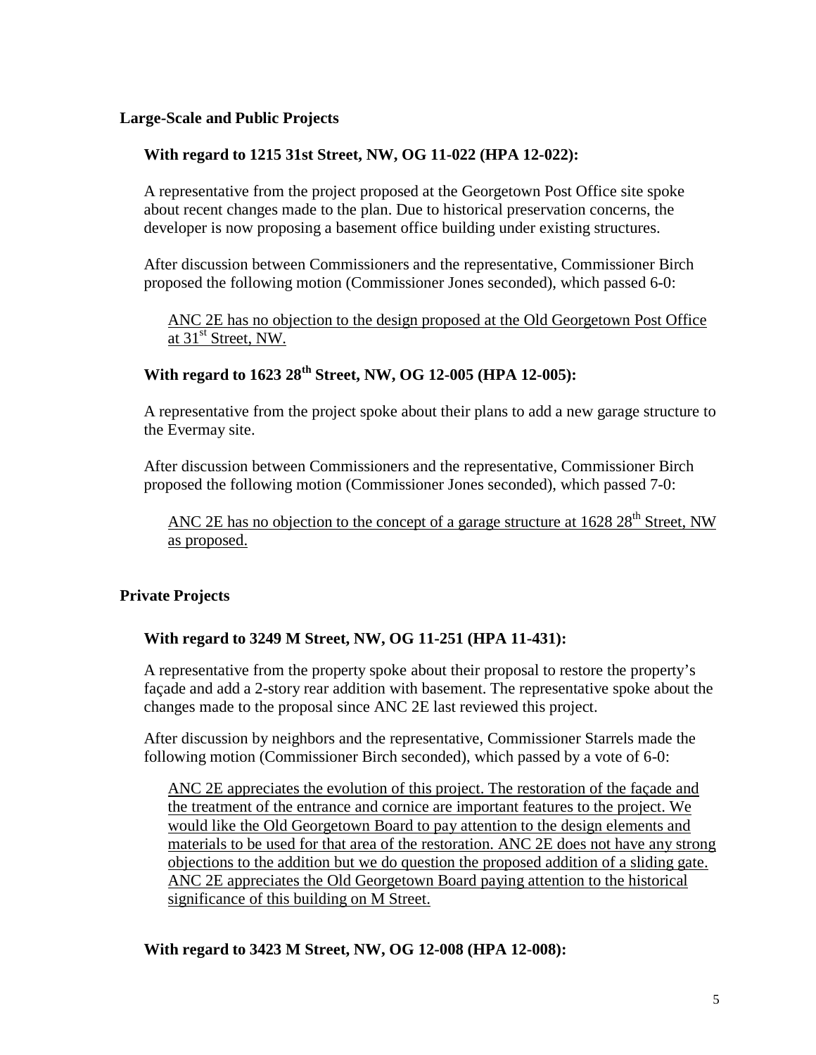## Large-Scale and Public Projects

### With regard to 1215 31st Street, NW, OG 11-022 (HPA 12-022):

A representative from the project proposed at the Georgetown Post Office site spoke about recent changes made to the plan. Due to historical preservation concerns, the developer is now proposing a basement office building under existing structures.

After discussion between Commissioners and the representative, Commissioner Birch proposed the following motion (Commissioner Jones seconded), which passed 6-0:

> <u>ANC 2E has no objection to the design proposed at the Old Georgetown Post Office at 31st Street, NW.</u>

### With regard to 1623 28th Street, NW, OG 12-005 (HPA 12-005):

A representative from the project spoke about their plans to add a new garage structure to the Evermay site.

After discussion between Commissioners and the representative, Commissioner Birch proposed the following motion (Commissioner Jones seconded), which passed 7-0:

> <u>ANC 2E has no objection to the concept of a garage structure at 1628 28th Street, NW as proposed.</u>

## Private Projects

### With regard to 3249 M Street, NW, OG 11-251 (HPA 11-431):

A representative from the property spoke about their proposal to restore the property's façade and add a 2-story rear addition with basement. The representative spoke about the changes made to the proposal since ANC 2E last reviewed this project.

After discussion by neighbors and the representative, Commissioner Starrels made the following motion (Commissioner Birch seconded), which passed by a vote of 6-0:

> <u>ANC 2E appreciates the evolution of this project. The restoration of the façade and the treatment of the entrance and cornice are important features to the project. We would like the Old Georgetown Board to pay attention to the design elements and materials to be used for that area of the restoration. ANC 2E does not have any strong objections to the addition but we do question the proposed addition of a sliding gate. ANC 2E appreciates the Old Georgetown Board paying attention to the historical significance of this building on M Street.</u>

### With regard to 3423 M Street, NW, OG 12-008 (HPA 12-008):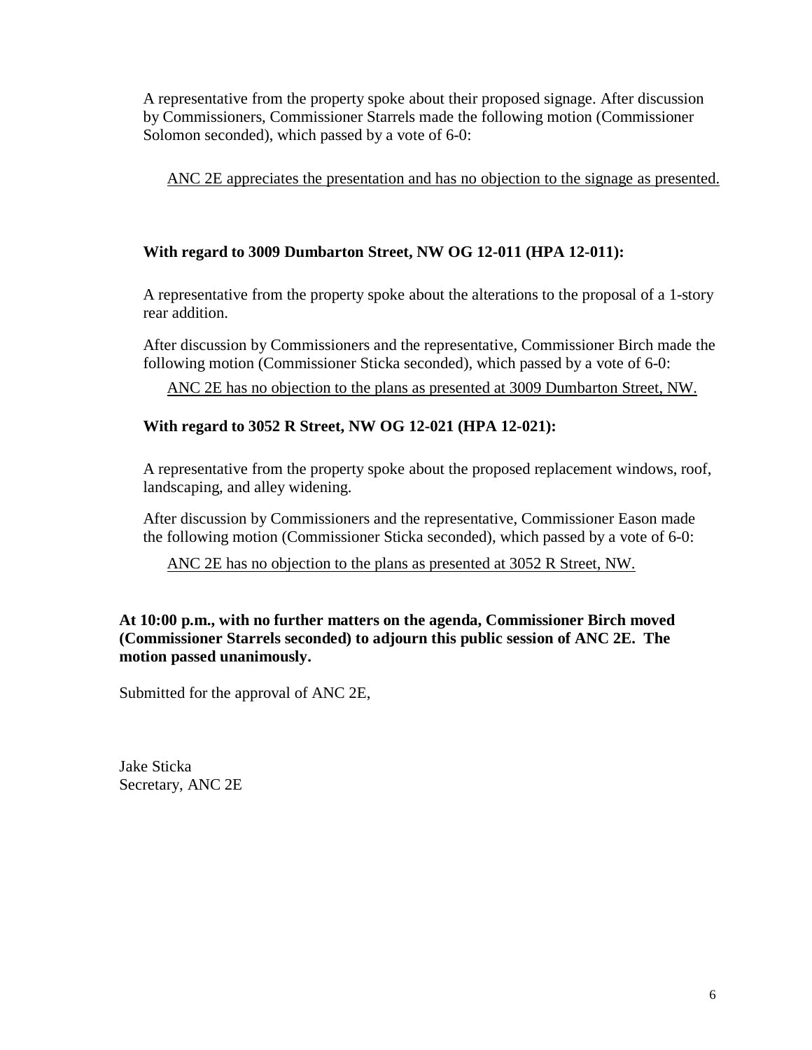A representative from the property spoke about their proposed signage. After discussion by Commissioners, Commissioner Starrels made the following motion (Commissioner Solomon seconded), which passed by a vote of 6-0:

<u>ANC 2E appreciates the presentation and has no objection to the signage as presented.</u>

**With regard to 3009 Dumbarton Street, NW OG 12-011 (HPA 12-011):**

A representative from the property spoke about the alterations to the proposal of a 1-story rear addition.

After discussion by Commissioners and the representative, Commissioner Birch made the following motion (Commissioner Sticka seconded), which passed by a vote of 6-0:

<u>ANC 2E has no objection to the plans as presented at 3009 Dumbarton Street, NW.</u>

**With regard to 3052 R Street, NW OG 12-021 (HPA 12-021):**

A representative from the property spoke about the proposed replacement windows, roof, landscaping, and alley widening.

After discussion by Commissioners and the representative, Commissioner Eason made the following motion (Commissioner Sticka seconded), which passed by a vote of 6-0:

<u>ANC 2E has no objection to the plans as presented at 3052 R Street, NW.</u>

**At 10:00 p.m., with no further matters on the agenda, Commissioner Birch moved (Commissioner Starrels seconded) to adjourn this public session of ANC 2E. The motion passed unanimously.**

Submitted for the approval of ANC 2E,

Jake Sticka
Secretary, ANC 2E